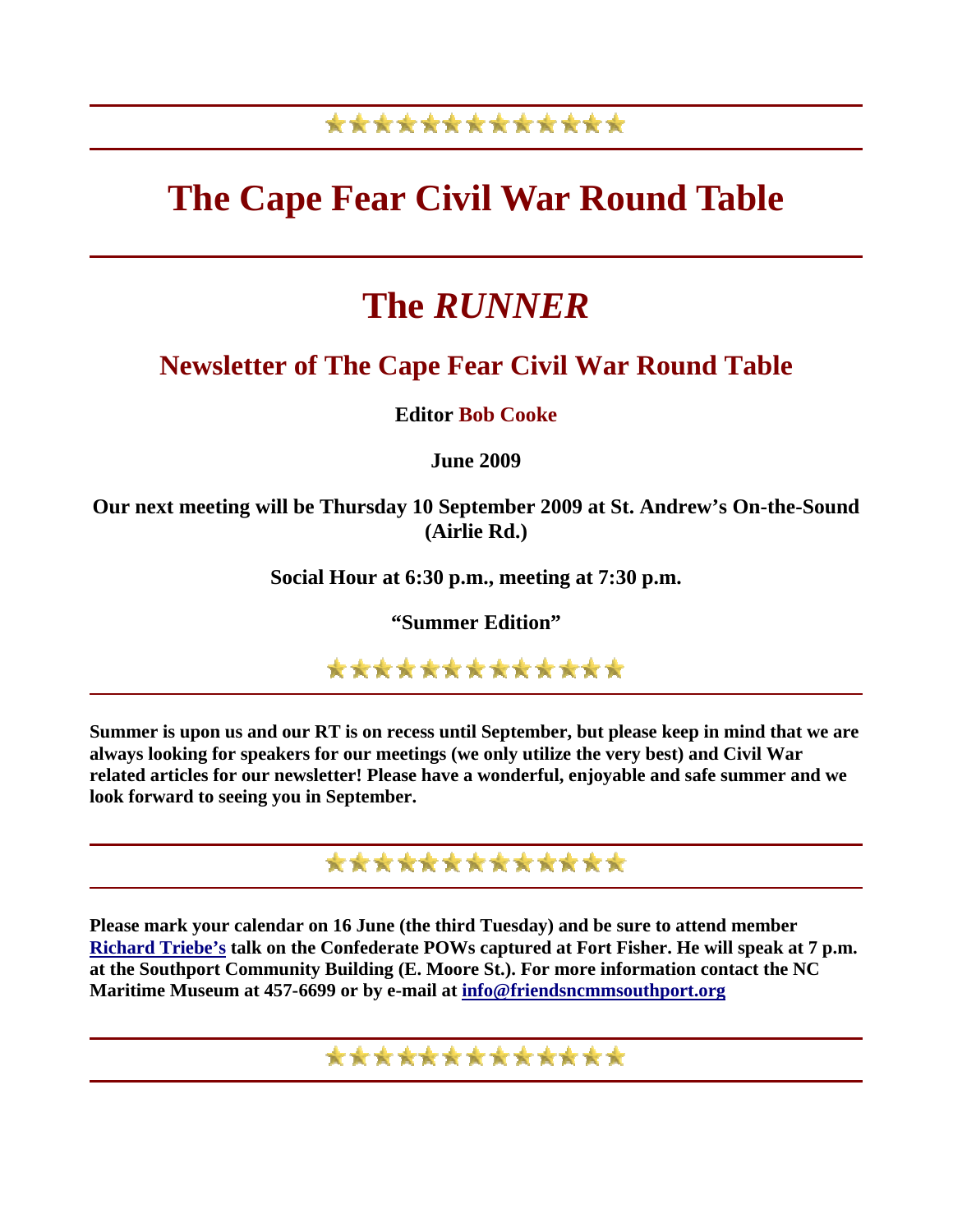★★★★★★★★★★★★★

# The Cape Fear Civil War Round Table

# The *RUNNER*

## Newsletter of The Cape Fear Civil War Round Table

**Editor Bob Cooke**

**June 2009**

**Our next meeting will be Thursday 10 September 2009 at St. Andrew's On-the-Sound (Airlie Rd.)**

**Social Hour at 6:30 p.m., meeting at 7:30 p.m.**

**"Summer Edition"**

★★★★★★★★★★★★★

**Summer is upon us and our RT is on recess until September, but please keep in mind that we are always looking for speakers for our meetings (we only utilize the very best) and Civil War related articles for our newsletter! Please have a wonderful, enjoyable and safe summer and we look forward to seeing you in September.**

★★★★★★★★★★★★★

**Please mark your calendar on 16 June (the third Tuesday) and be sure to attend member Richard Triebe's talk on the Confederate POWs captured at Fort Fisher. He will speak at 7 p.m. at the Southport Community Building (E. Moore St.). For more information contact the NC Maritime Museum at 457-6699 or by e-mail at info@friendsncmmsouthport.org**

★★★★★★★★★★★★★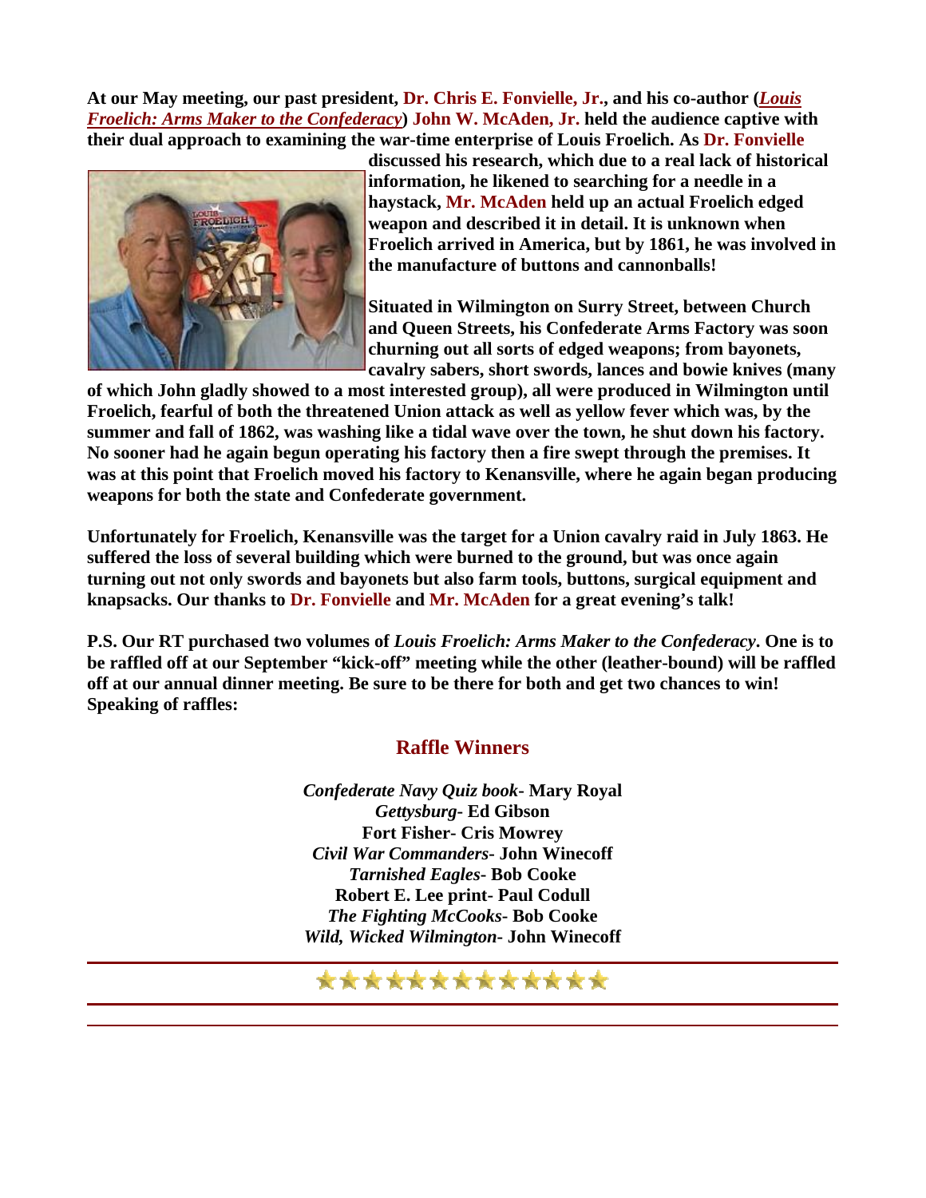**At our May meeting, our past president, Dr. Chris E. Fonvielle, Jr., and his co-author (*Louis Froelich: Arms Maker to the Confederacy*) John W. McAden, Jr. held the audience captive with their dual approach to examining the war-time enterprise of Louis Froelich. As Dr. Fonvielle discussed his research, which due to a real lack of historical information, he likened to searching for a needle in a haystack, Mr. McAden held up an actual Froelich edged weapon and described it in detail. It is unknown when Froelich arrived in America, but by 1861, he was involved in the manufacture of buttons and cannonballs!**

**Situated in Wilmington on Surry Street, between Church and Queen Streets, his Confederate Arms Factory was soon churning out all sorts of edged weapons; from bayonets, cavalry sabers, short swords, lances and bowie knives (many of which John gladly showed to a most interested group), all were produced in Wilmington until Froelich, fearful of both the threatened Union attack as well as yellow fever which was, by the summer and fall of 1862, was washing like a tidal wave over the town, he shut down his factory. No sooner had he again begun operating his factory then a fire swept through the premises. It was at this point that Froelich moved his factory to Kenansville, where he again began producing weapons for both the state and Confederate government.**

**Unfortunately for Froelich, Kenansville was the target for a Union cavalry raid in July 1863. He suffered the loss of several building which were burned to the ground, but was once again turning out not only swords and bayonets but also farm tools, buttons, surgical equipment and knapsacks. Our thanks to Dr. Fonvielle and Mr. McAden for a great evening's talk!**

**P.S. Our RT purchased two volumes of *Louis Froelich: Arms Maker to the Confederacy*. One is to be raffled off at our September "kick-off" meeting while the other (leather-bound) will be raffled off at our annual dinner meeting. Be sure to be there for both and get two chances to win! Speaking of raffles:**

## Raffle Winners

***Confederate Navy Quiz book*- Mary Royal**
***Gettysburg*- Ed Gibson**
**Fort Fisher- Cris Mowrey**
***Civil War Commanders*- John Winecoff**
***Tarnished Eagles*- Bob Cooke**
**Robert E. Lee print- Paul Codull**
***The Fighting McCooks*- Bob Cooke**
***Wild, Wicked Wilmington*- John Winecoff**